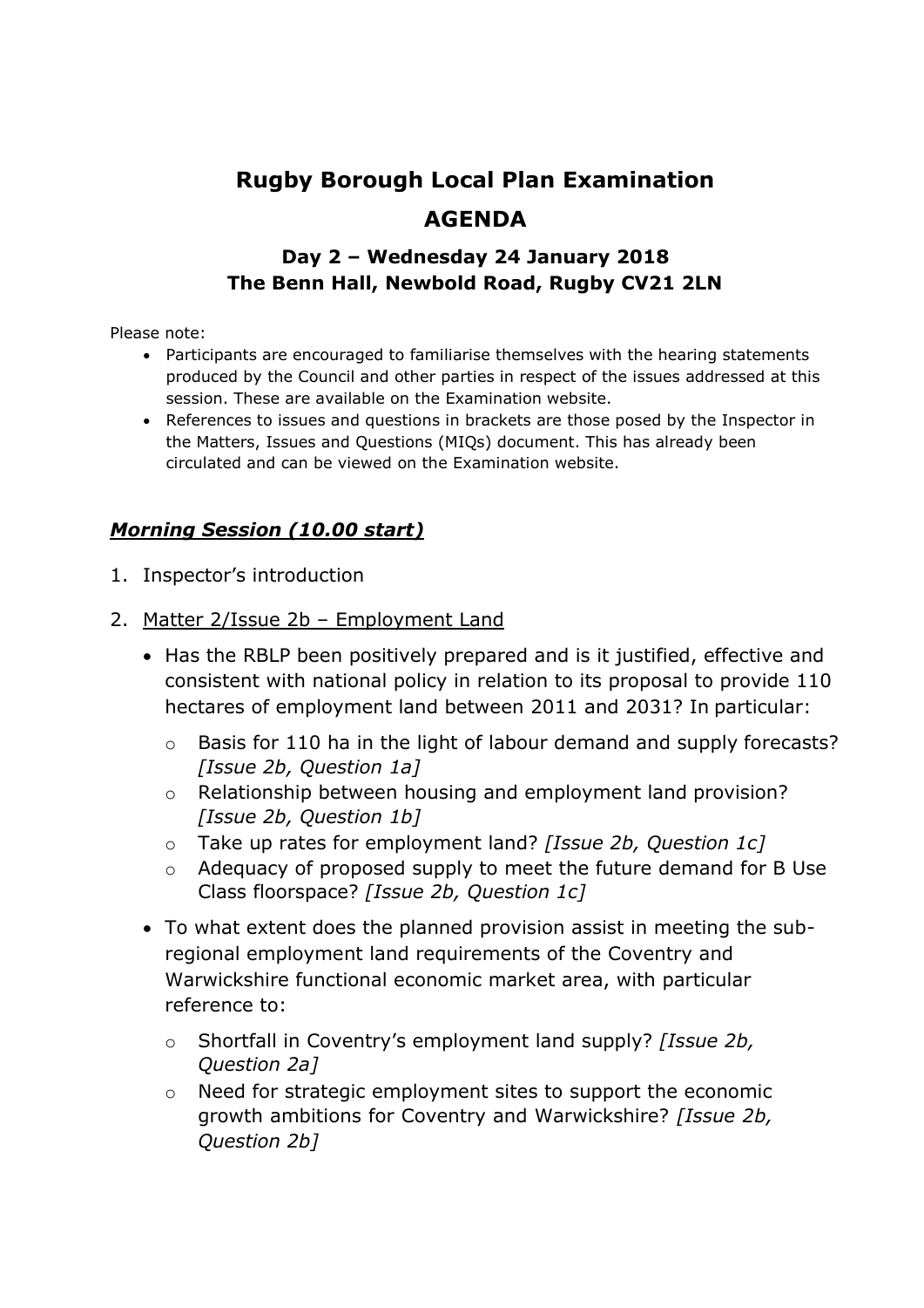# Rugby Borough Local Plan Examination

# AGENDA

## Day 2 – Wednesday 24 January 2018
## The Benn Hall, Newbold Road, Rugby CV21 2LN

Please note:

- Participants are encouraged to familiarise themselves with the hearing statements produced by the Council and other parties in respect of the issues addressed at this session. These are available on the Examination website.
- References to issues and questions in brackets are those posed by the Inspector in the Matters, Issues and Questions (MIQs) document. This has already been circulated and can be viewed on the Examination website.

### ***Morning Session (10.00 start)***

1. Inspector's introduction
2. Matter 2/Issue 2b – Employment Land
   - Has the RBLP been positively prepared and is it justified, effective and consistent with national policy in relation to its proposal to provide 110 hectares of employment land between 2011 and 2031? In particular:
     - Basis for 110 ha in the light of labour demand and supply forecasts? *[Issue 2b, Question 1a]*
     - Relationship between housing and employment land provision? *[Issue 2b, Question 1b]*
     - Take up rates for employment land? *[Issue 2b, Question 1c]*
     - Adequacy of proposed supply to meet the future demand for B Use Class floorspace? *[Issue 2b, Question 1c]*
   - To what extent does the planned provision assist in meeting the sub-regional employment land requirements of the Coventry and Warwickshire functional economic market area, with particular reference to:
     - Shortfall in Coventry's employment land supply? *[Issue 2b, Question 2a]*
     - Need for strategic employment sites to support the economic growth ambitions for Coventry and Warwickshire? *[Issue 2b, Question 2b]*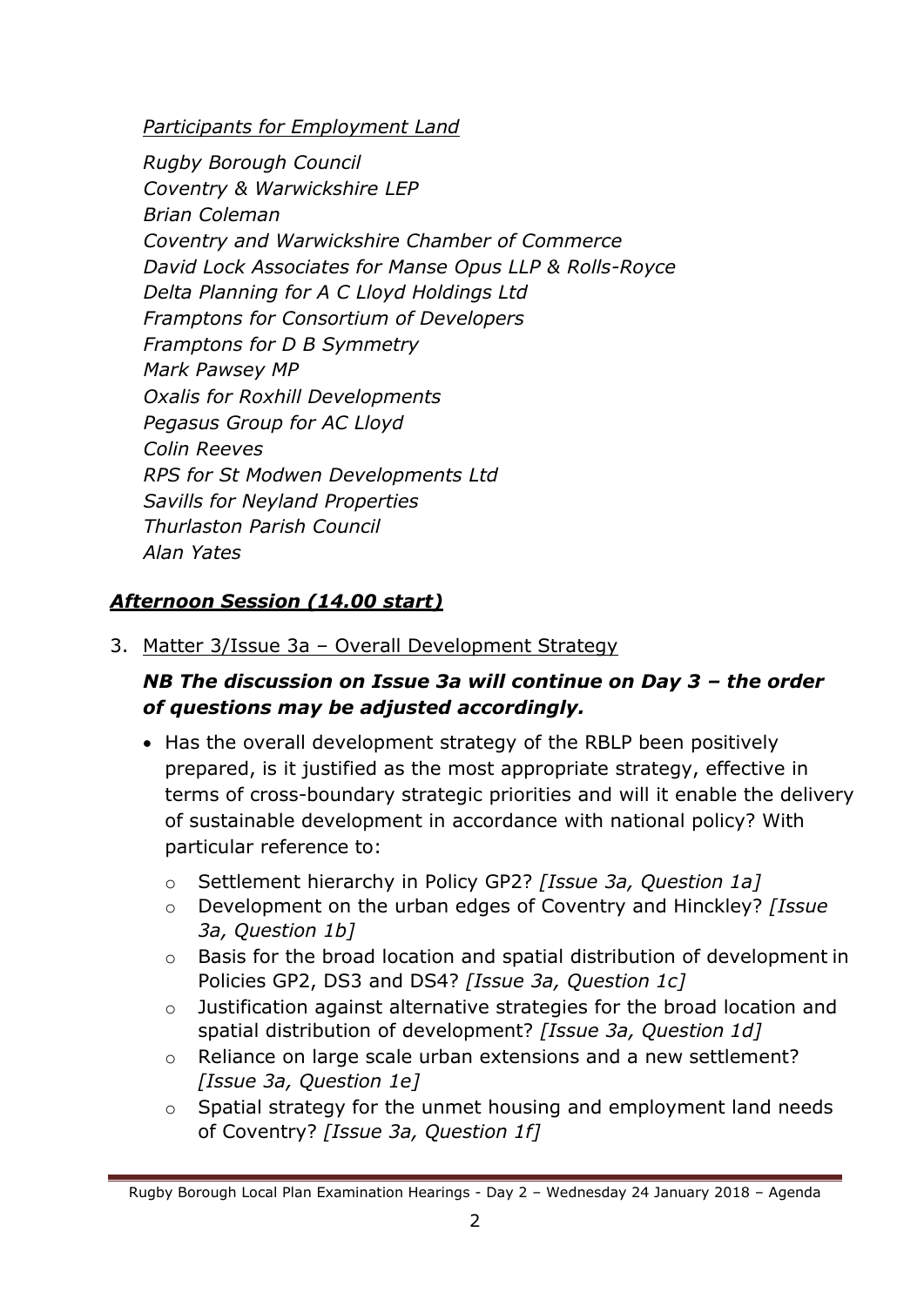*Participants for Employment Land*

*Rugby Borough Council*
*Coventry & Warwickshire LEP*
*Brian Coleman*
*Coventry and Warwickshire Chamber of Commerce*
*David Lock Associates for Manse Opus LLP & Rolls-Royce*
*Delta Planning for A C Lloyd Holdings Ltd*
*Framptons for Consortium of Developers*
*Framptons for D B Symmetry*
*Mark Pawsey MP*
*Oxalis for Roxhill Developments*
*Pegasus Group for AC Lloyd*
*Colin Reeves*
*RPS for St Modwen Developments Ltd*
*Savills for Neyland Properties*
*Thurlaston Parish Council*
*Alan Yates*

## ***Afternoon Session (14.00 start)***

3. Matter 3/Issue 3a – Overall Development Strategy

***NB The discussion on Issue 3a will continue on Day 3 – the order of questions may be adjusted accordingly.***

- Has the overall development strategy of the RBLP been positively prepared, is it justified as the most appropriate strategy, effective in terms of cross-boundary strategic priorities and will it enable the delivery of sustainable development in accordance with national policy? With particular reference to:
  - Settlement hierarchy in Policy GP2? *[Issue 3a, Question 1a]*
  - Development on the urban edges of Coventry and Hinckley? *[Issue 3a, Question 1b]*
  - Basis for the broad location and spatial distribution of development in Policies GP2, DS3 and DS4? *[Issue 3a, Question 1c]*
  - Justification against alternative strategies for the broad location and spatial distribution of development? *[Issue 3a, Question 1d]*
  - Reliance on large scale urban extensions and a new settlement? *[Issue 3a, Question 1e]*
  - Spatial strategy for the unmet housing and employment land needs of Coventry? *[Issue 3a, Question 1f]*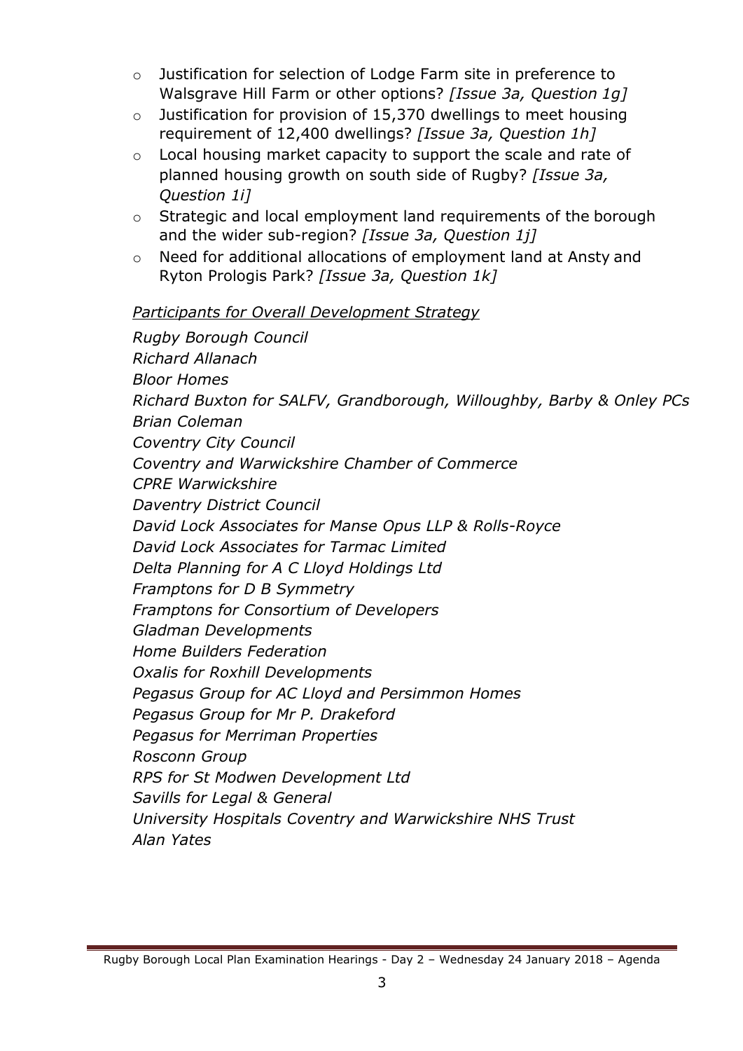- Justification for selection of Lodge Farm site in preference to Walsgrave Hill Farm or other options? *[Issue 3a, Question 1g]*
- Justification for provision of 15,370 dwellings to meet housing requirement of 12,400 dwellings? *[Issue 3a, Question 1h]*
- Local housing market capacity to support the scale and rate of planned housing growth on south side of Rugby? *[Issue 3a, Question 1i]*
- Strategic and local employment land requirements of the borough and the wider sub-region? *[Issue 3a, Question 1j]*
- Need for additional allocations of employment land at Ansty and Ryton Prologis Park? *[Issue 3a, Question 1k]*

*Participants for Overall Development Strategy*

*Rugby Borough Council*
*Richard Allanach*
*Bloor Homes*
*Richard Buxton for SALFV, Grandborough, Willoughby, Barby & Onley PCs*
*Brian Coleman*
*Coventry City Council*
*Coventry and Warwickshire Chamber of Commerce*
*CPRE Warwickshire*
*Daventry District Council*
*David Lock Associates for Manse Opus LLP & Rolls-Royce*
*David Lock Associates for Tarmac Limited*
*Delta Planning for A C Lloyd Holdings Ltd*
*Framptons for D B Symmetry*
*Framptons for Consortium of Developers*
*Gladman Developments*
*Home Builders Federation*
*Oxalis for Roxhill Developments*
*Pegasus Group for AC Lloyd and Persimmon Homes*
*Pegasus Group for Mr P. Drakeford*
*Pegasus for Merriman Properties*
*Rosconn Group*
*RPS for St Modwen Development Ltd*
*Savills for Legal & General*
*University Hospitals Coventry and Warwickshire NHS Trust*
*Alan Yates*